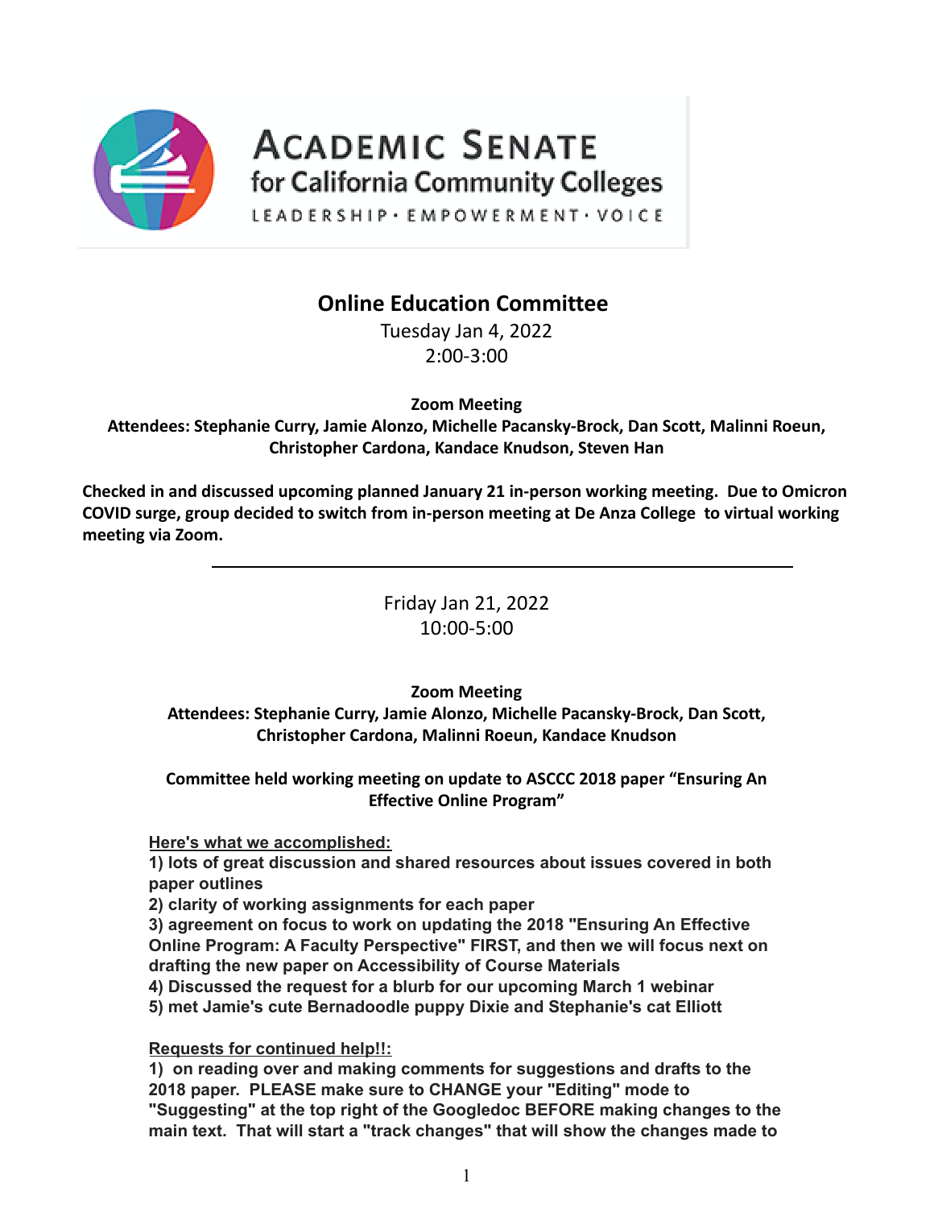# Academic Senate for California Community Colleges

LEADERSHIP · EMPOWERMENT · VOICE

## Online Education Committee

Tuesday Jan 4, 2022
2:00-3:00

**Zoom Meeting**

**Attendees: Stephanie Curry, Jamie Alonzo, Michelle Pacansky-Brock, Dan Scott, Malinni Roeun, Christopher Cardona, Kandace Knudson, Steven Han**

**Checked in and discussed upcoming planned January 21 in-person working meeting. Due to Omicron COVID surge, group decided to switch from in-person meeting at De Anza College to virtual working meeting via Zoom.**

---

Friday Jan 21, 2022
10:00-5:00

**Zoom Meeting**

**Attendees: Stephanie Curry, Jamie Alonzo, Michelle Pacansky-Brock, Dan Scott, Christopher Cardona, Malinni Roeun, Kandace Knudson**

**Committee held working meeting on update to ASCCC 2018 paper "Ensuring An Effective Online Program"**

**Here's what we accomplished:**

**1) lots of great discussion and shared resources about issues covered in both paper outlines**
**2) clarity of working assignments for each paper**
**3) agreement on focus to work on updating the 2018 "Ensuring An Effective Online Program: A Faculty Perspective" FIRST, and then we will focus next on drafting the new paper on Accessibility of Course Materials**
**4) Discussed the request for a blurb for our upcoming March 1 webinar**
**5) met Jamie's cute Bernadoodle puppy Dixie and Stephanie's cat Elliott**

**Requests for continued help!!:**

**1) on reading over and making comments for suggestions and drafts to the 2018 paper. PLEASE make sure to CHANGE your "Editing" mode to "Suggesting" at the top right of the Googledoc BEFORE making changes to the main text. That will start a "track changes" that will show the changes made to**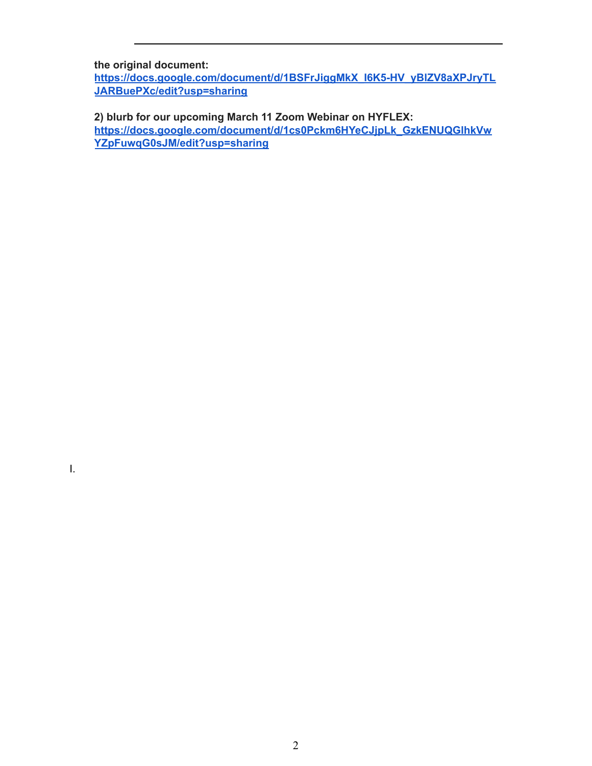**the original document:**
https://docs.google.com/document/d/1BSFrJiggMkX_I6K5-HV_yBlZV8aXPJryTLJARBuePXc/edit?usp=sharing

**2) blurb for our upcoming March 11 Zoom Webinar on HYFLEX:**
https://docs.google.com/document/d/1cs0Pckm6HYeCJjpLk_GzkENUQGlhkVwYZpFuwqG0sJM/edit?usp=sharing

I.